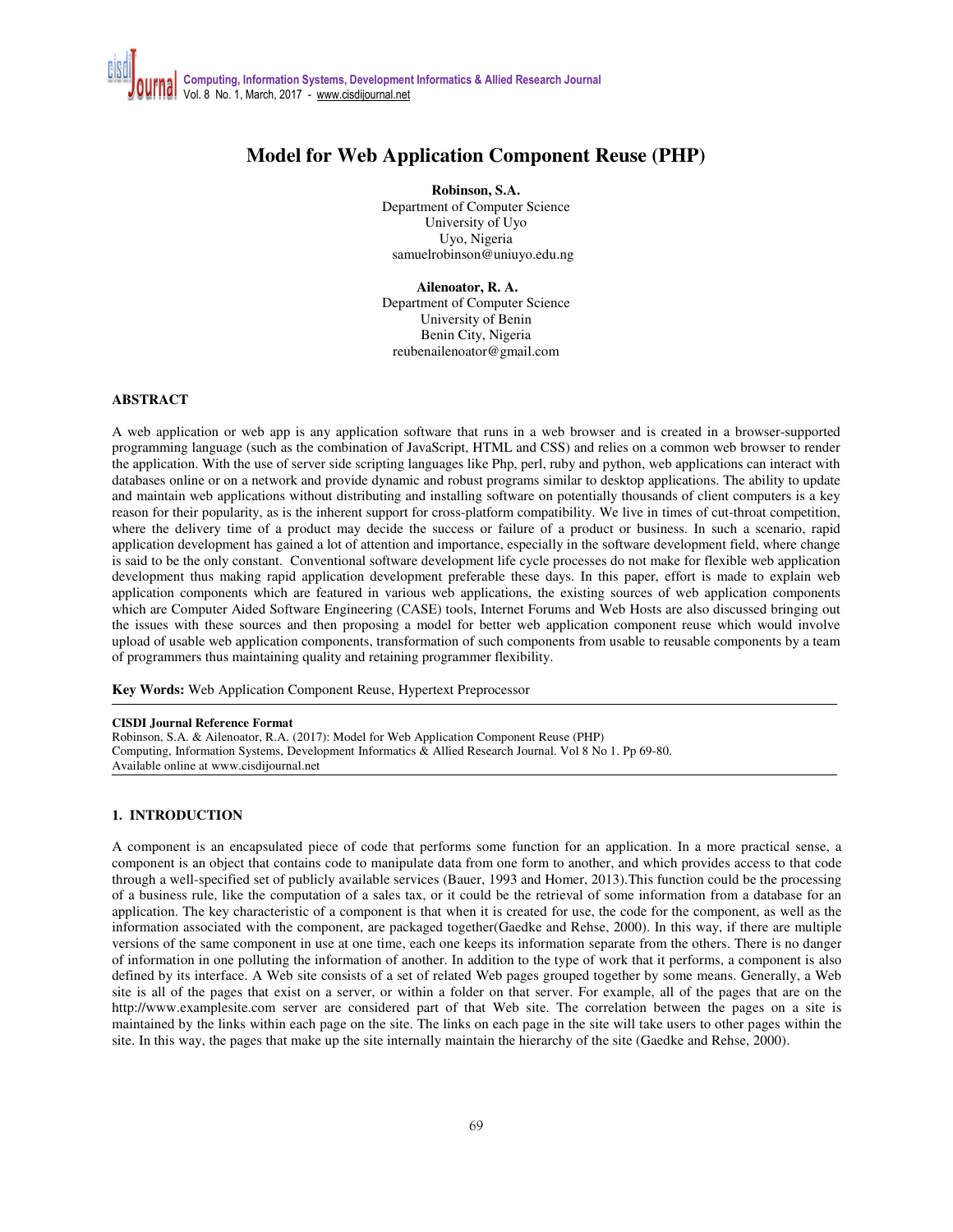# Model for Web Application Component Reuse (PHP)

**Robinson, S.A.**
Department of Computer Science
University of Uyo
Uyo, Nigeria
samuelrobinson@uniuyo.edu.ng

**Ailenoator, R. A.**
Department of Computer Science
University of Benin
Benin City, Nigeria
reubenailenoator@gmail.com

## ABSTRACT

A web application or web app is any application software that runs in a web browser and is created in a browser-supported programming language (such as the combination of JavaScript, HTML and CSS) and relies on a common web browser to render the application. With the use of server side scripting languages like Php, perl, ruby and python, web applications can interact with databases online or on a network and provide dynamic and robust programs similar to desktop applications. The ability to update and maintain web applications without distributing and installing software on potentially thousands of client computers is a key reason for their popularity, as is the inherent support for cross-platform compatibility. We live in times of cut-throat competition, where the delivery time of a product may decide the success or failure of a product or business. In such a scenario, rapid application development has gained a lot of attention and importance, especially in the software development field, where change is said to be the only constant. Conventional software development life cycle processes do not make for flexible web application development thus making rapid application development preferable these days. In this paper, effort is made to explain web application components which are featured in various web applications, the existing sources of web application components which are Computer Aided Software Engineering (CASE) tools, Internet Forums and Web Hosts are also discussed bringing out the issues with these sources and then proposing a model for better web application component reuse which would involve upload of usable web application components, transformation of such components from usable to reusable components by a team of programmers thus maintaining quality and retaining programmer flexibility.

**Key Words:** Web Application Component Reuse, Hypertext Preprocessor

---

**CISDI Journal Reference Format**
Robinson, S.A. & Ailenoator, R.A. (2017): Model for Web Application Component Reuse (PHP)
Computing, Information Systems, Development Informatics & Allied Research Journal. Vol 8 No 1. Pp 69-80.
Available online at www.cisdijournal.net

---

## 1. INTRODUCTION

A component is an encapsulated piece of code that performs some function for an application. In a more practical sense, a component is an object that contains code to manipulate data from one form to another, and which provides access to that code through a well-specified set of publicly available services (Bauer, 1993 and Homer, 2013).This function could be the processing of a business rule, like the computation of a sales tax, or it could be the retrieval of some information from a database for an application. The key characteristic of a component is that when it is created for use, the code for the component, as well as the information associated with the component, are packaged together(Gaedke and Rehse, 2000). In this way, if there are multiple versions of the same component in use at one time, each one keeps its information separate from the others. There is no danger of information in one polluting the information of another. In addition to the type of work that it performs, a component is also defined by its interface. A Web site consists of a set of related Web pages grouped together by some means. Generally, a Web site is all of the pages that exist on a server, or within a folder on that server. For example, all of the pages that are on the http://www.examplesite.com server are considered part of that Web site. The correlation between the pages on a site is maintained by the links within each page on the site. The links on each page in the site will take users to other pages within the site. In this way, the pages that make up the site internally maintain the hierarchy of the site (Gaedke and Rehse, 2000).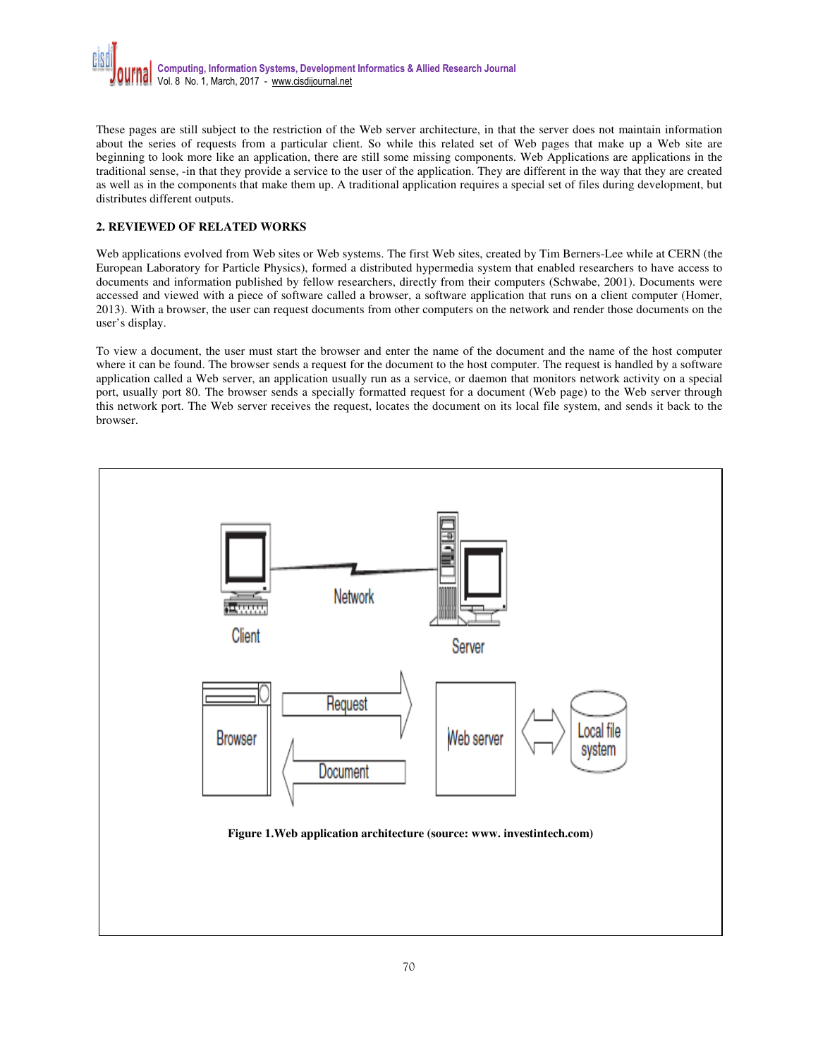These pages are still subject to the restriction of the Web server architecture, in that the server does not maintain information about the series of requests from a particular client. So while this related set of Web pages that make up a Web site are beginning to look more like an application, there are still some missing components. Web Applications are applications in the traditional sense, -in that they provide a service to the user of the application. They are different in the way that they are created as well as in the components that make them up. A traditional application requires a special set of files during development, but distributes different outputs.

## 2. REVIEWED OF RELATED WORKS

Web applications evolved from Web sites or Web systems. The first Web sites, created by Tim Berners-Lee while at CERN (the European Laboratory for Particle Physics), formed a distributed hypermedia system that enabled researchers to have access to documents and information published by fellow researchers, directly from their computers (Schwabe, 2001). Documents were accessed and viewed with a piece of software called a browser, a software application that runs on a client computer (Homer, 2013). With a browser, the user can request documents from other computers on the network and render those documents on the user's display.

To view a document, the user must start the browser and enter the name of the document and the name of the host computer where it can be found. The browser sends a request for the document to the host computer. The request is handled by a software application called a Web server, an application usually run as a service, or daemon that monitors network activity on a special port, usually port 80. The browser sends a specially formatted request for a document (Web page) to the Web server through this network port. The Web server receives the request, locates the document on its local file system, and sends it back to the browser.

**Figure 1.Web application architecture (source: www. investintech.com)**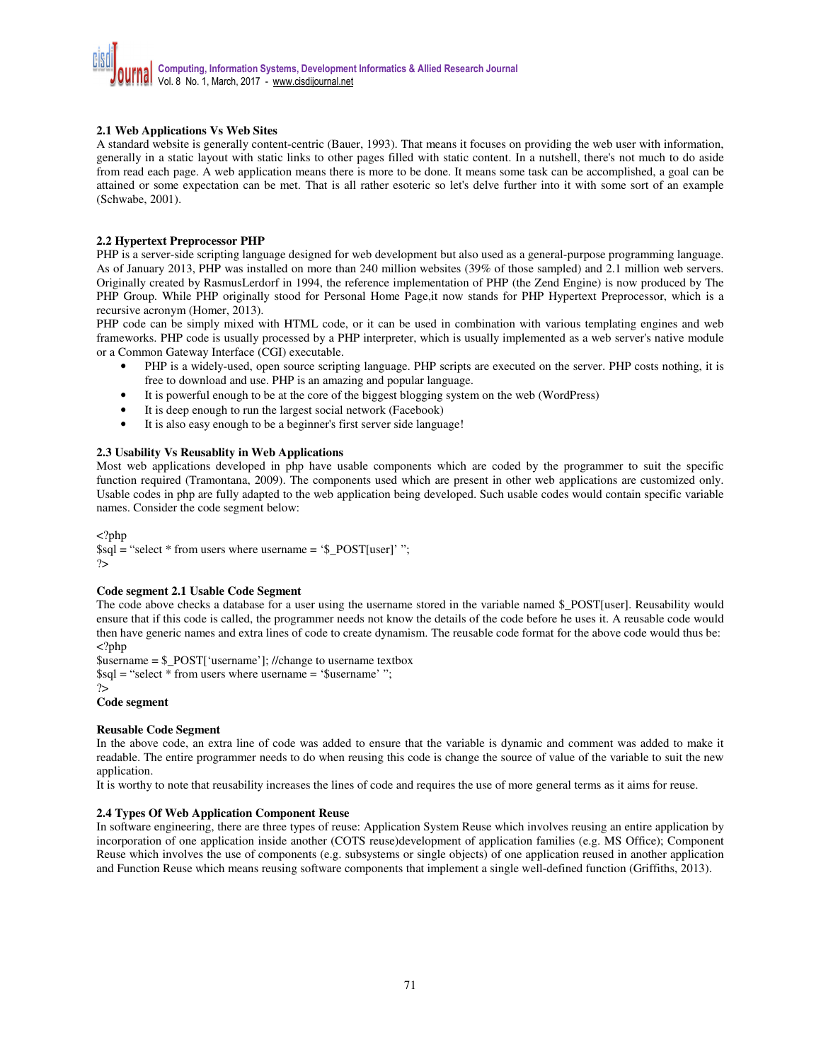### 2.1 Web Applications Vs Web Sites

A standard website is generally content-centric (Bauer, 1993). That means it focuses on providing the web user with information, generally in a static layout with static links to other pages filled with static content. In a nutshell, there's not much to do aside from read each page. A web application means there is more to be done. It means some task can be accomplished, a goal can be attained or some expectation can be met. That is all rather esoteric so let's delve further into it with some sort of an example (Schwabe, 2001).

### 2.2 Hypertext Preprocessor PHP

PHP is a server-side scripting language designed for web development but also used as a general-purpose programming language. As of January 2013, PHP was installed on more than 240 million websites (39% of those sampled) and 2.1 million web servers. Originally created by RasmusLerdorf in 1994, the reference implementation of PHP (the Zend Engine) is now produced by The PHP Group. While PHP originally stood for Personal Home Page,it now stands for PHP Hypertext Preprocessor, which is a recursive acronym (Homer, 2013).

PHP code can be simply mixed with HTML code, or it can be used in combination with various templating engines and web frameworks. PHP code is usually processed by a PHP interpreter, which is usually implemented as a web server's native module or a Common Gateway Interface (CGI) executable.

- PHP is a widely-used, open source scripting language. PHP scripts are executed on the server. PHP costs nothing, it is free to download and use. PHP is an amazing and popular language.
- It is powerful enough to be at the core of the biggest blogging system on the web (WordPress)
- It is deep enough to run the largest social network (Facebook)
- It is also easy enough to be a beginner's first server side language!

### 2.3 Usability Vs Reusablity in Web Applications

Most web applications developed in php have usable components which are coded by the programmer to suit the specific function required (Tramontana, 2009). The components used which are present in other web applications are customized only. Usable codes in php are fully adapted to the web application being developed. Such usable codes would contain specific variable names. Consider the code segment below:

```
<?php
$sql = “select * from users where username = ‘$_POST[user]’ ”;
?>
```

**Code segment 2.1 Usable Code Segment**

The code above checks a database for a user using the username stored in the variable named $_POST[user]. Reusability would ensure that if this code is called, the programmer needs not know the details of the code before he uses it. A reusable code would then have generic names and extra lines of code to create dynamism. The reusable code format for the above code would thus be:

```
<?php
$username = $_POST[‘username’]; //change to username textbox
$sql = “select * from users where username = ‘$username’ ”;
?>
```

**Code segment**

**Reusable Code Segment**

In the above code, an extra line of code was added to ensure that the variable is dynamic and comment was added to make it readable. The entire programmer needs to do when reusing this code is change the source of value of the variable to suit the new application.

It is worthy to note that reusability increases the lines of code and requires the use of more general terms as it aims for reuse.

### 2.4 Types Of Web Application Component Reuse

In software engineering, there are three types of reuse: Application System Reuse which involves reusing an entire application by incorporation of one application inside another (COTS reuse)development of application families (e.g. MS Office); Component Reuse which involves the use of components (e.g. subsystems or single objects) of one application reused in another application and Function Reuse which means reusing software components that implement a single well-defined function (Griffiths, 2013).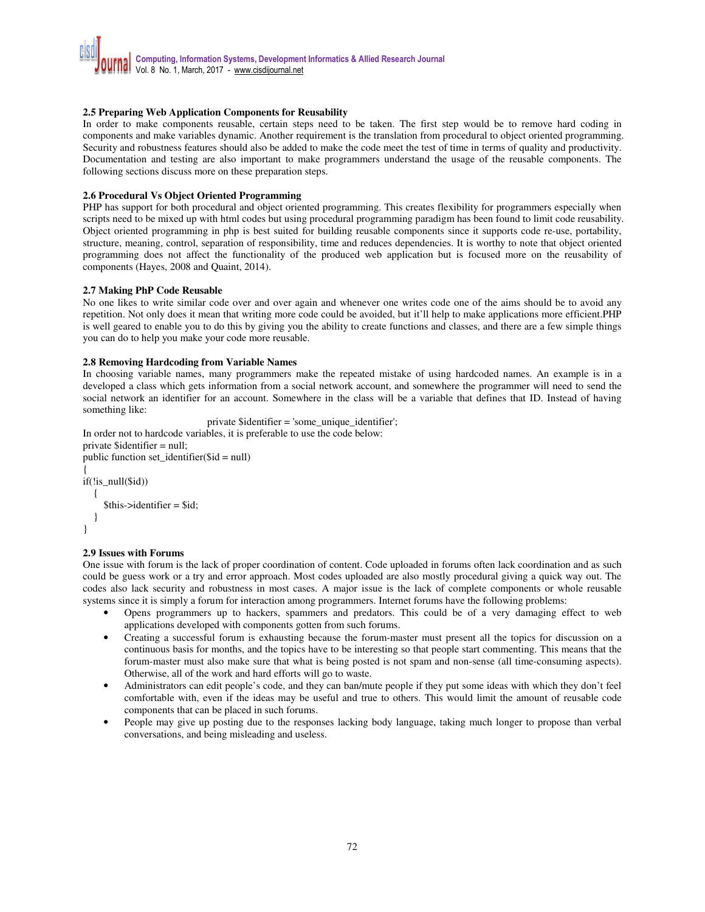### 2.5 Preparing Web Application Components for Reusability

In order to make components reusable, certain steps need to be taken. The first step would be to remove hard coding in components and make variables dynamic. Another requirement is the translation from procedural to object oriented programming. Security and robustness features should also be added to make the code meet the test of time in terms of quality and productivity. Documentation and testing are also important to make programmers understand the usage of the reusable components. The following sections discuss more on these preparation steps.

### 2.6 Procedural Vs Object Oriented Programming

PHP has support for both procedural and object oriented programming. This creates flexibility for programmers especially when scripts need to be mixed up with html codes but using procedural programming paradigm has been found to limit code reusability. Object oriented programming in php is best suited for building reusable components since it supports code re-use, portability, structure, meaning, control, separation of responsibility, time and reduces dependencies. It is worthy to note that object oriented programming does not affect the functionality of the produced web application but is focused more on the reusability of components (Hayes, 2008 and Quaint, 2014).

### 2.7 Making PhP Code Reusable

No one likes to write similar code over and over again and whenever one writes code one of the aims should be to avoid any repetition. Not only does it mean that writing more code could be avoided, but it'll help to make applications more efficient.PHP is well geared to enable you to do this by giving you the ability to create functions and classes, and there are a few simple things you can do to help you make your code more reusable.

### 2.8 Removing Hardcoding from Variable Names

In choosing variable names, many programmers make the repeated mistake of using hardcoded names. An example is in a developed a class which gets information from a social network account, and somewhere the programmer will need to send the social network an identifier for an account. Somewhere in the class will be a variable that defines that ID. Instead of having something like:

```
private $identifier = 'some_unique_identifier';
```

In order not to hardcode variables, it is preferable to use the code below:

```
private $identifier = null;
public function set_identifier($id = null)
{
if(!is_null($id))
   {
      $this->identifier = $id;
   }
}
```

### 2.9 Issues with Forums

One issue with forum is the lack of proper coordination of content. Code uploaded in forums often lack coordination and as such could be guess work or a try and error approach. Most codes uploaded are also mostly procedural giving a quick way out. The codes also lack security and robustness in most cases. A major issue is the lack of complete components or whole reusable systems since it is simply a forum for interaction among programmers. Internet forums have the following problems:

- Opens programmers up to hackers, spammers and predators. This could be of a very damaging effect to web applications developed with components gotten from such forums.
- Creating a successful forum is exhausting because the forum-master must present all the topics for discussion on a continuous basis for months, and the topics have to be interesting so that people start commenting. This means that the forum-master must also make sure that what is being posted is not spam and non-sense (all time-consuming aspects). Otherwise, all of the work and hard efforts will go to waste.
- Administrators can edit people's code, and they can ban/mute people if they put some ideas with which they don't feel comfortable with, even if the ideas may be useful and true to others. This would limit the amount of reusable code components that can be placed in such forums.
- People may give up posting due to the responses lacking body language, taking much longer to propose than verbal conversations, and being misleading and useless.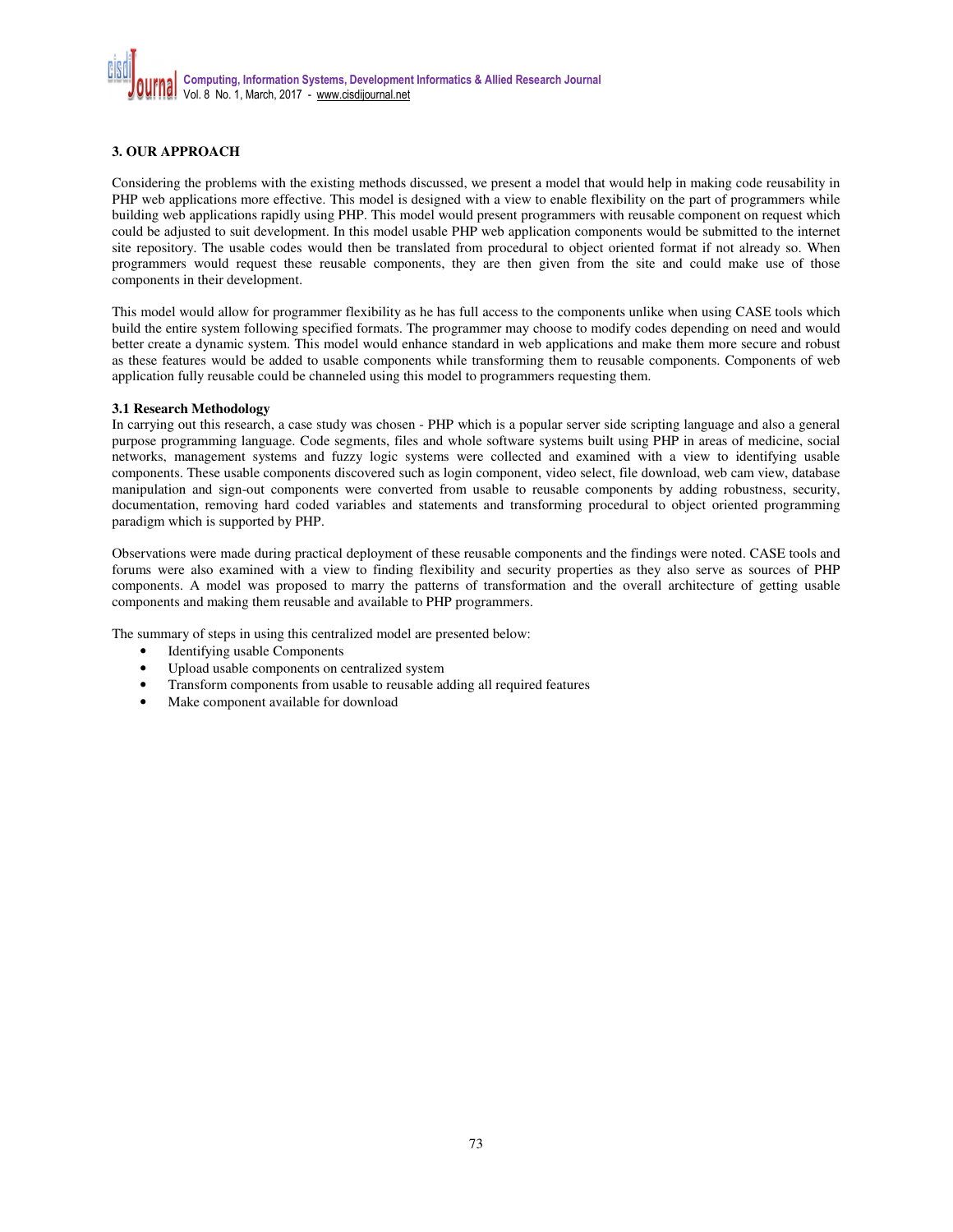## 3. OUR APPROACH

Considering the problems with the existing methods discussed, we present a model that would help in making code reusability in PHP web applications more effective. This model is designed with a view to enable flexibility on the part of programmers while building web applications rapidly using PHP. This model would present programmers with reusable component on request which could be adjusted to suit development. In this model usable PHP web application components would be submitted to the internet site repository. The usable codes would then be translated from procedural to object oriented format if not already so. When programmers would request these reusable components, they are then given from the site and could make use of those components in their development.

This model would allow for programmer flexibility as he has full access to the components unlike when using CASE tools which build the entire system following specified formats. The programmer may choose to modify codes depending on need and would better create a dynamic system. This model would enhance standard in web applications and make them more secure and robust as these features would be added to usable components while transforming them to reusable components. Components of web application fully reusable could be channeled using this model to programmers requesting them.

### 3.1 Research Methodology

In carrying out this research, a case study was chosen - PHP which is a popular server side scripting language and also a general purpose programming language. Code segments, files and whole software systems built using PHP in areas of medicine, social networks, management systems and fuzzy logic systems were collected and examined with a view to identifying usable components. These usable components discovered such as login component, video select, file download, web cam view, database manipulation and sign-out components were converted from usable to reusable components by adding robustness, security, documentation, removing hard coded variables and statements and transforming procedural to object oriented programming paradigm which is supported by PHP.

Observations were made during practical deployment of these reusable components and the findings were noted. CASE tools and forums were also examined with a view to finding flexibility and security properties as they also serve as sources of PHP components. A model was proposed to marry the patterns of transformation and the overall architecture of getting usable components and making them reusable and available to PHP programmers.

The summary of steps in using this centralized model are presented below:

- Identifying usable Components
- Upload usable components on centralized system
- Transform components from usable to reusable adding all required features
- Make component available for download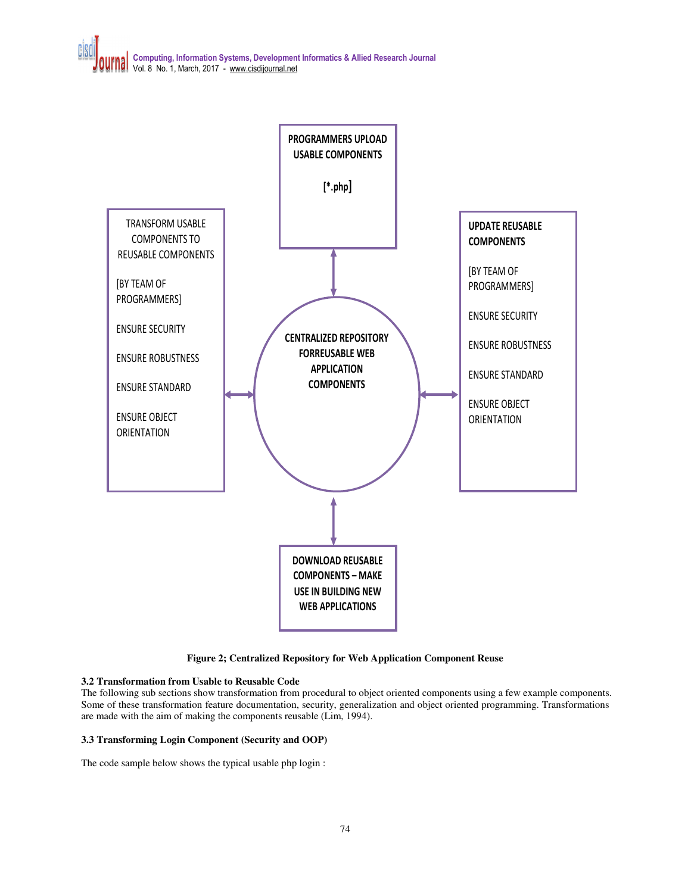PROGRAMMERS UPLOAD USABLE COMPONENTS

[*.php]

TRANSFORM USABLE COMPONENTS TO REUSABLE COMPONENTS

[BY TEAM OF PROGRAMMERS]

ENSURE SECURITY

ENSURE ROBUSTNESS

ENSURE STANDARD

ENSURE OBJECT ORIENTATION

CENTRALIZED REPOSITORY FORREUSABLE WEB APPLICATION COMPONENTS

UPDATE REUSABLE COMPONENTS

[BY TEAM OF PROGRAMMERS]

ENSURE SECURITY

ENSURE ROBUSTNESS

ENSURE STANDARD

ENSURE OBJECT ORIENTATION

DOWNLOAD REUSABLE COMPONENTS – MAKE USE IN BUILDING NEW WEB APPLICATIONS

**Figure 2; Centralized Repository for Web Application Component Reuse**

### 3.2 Transformation from Usable to Reusable Code

The following sub sections show transformation from procedural to object oriented components using a few example components. Some of these transformation feature documentation, security, generalization and object oriented programming. Transformations are made with the aim of making the components reusable (Lim, 1994).

### 3.3 Transforming Login Component (Security and OOP)

The code sample below shows the typical usable php login :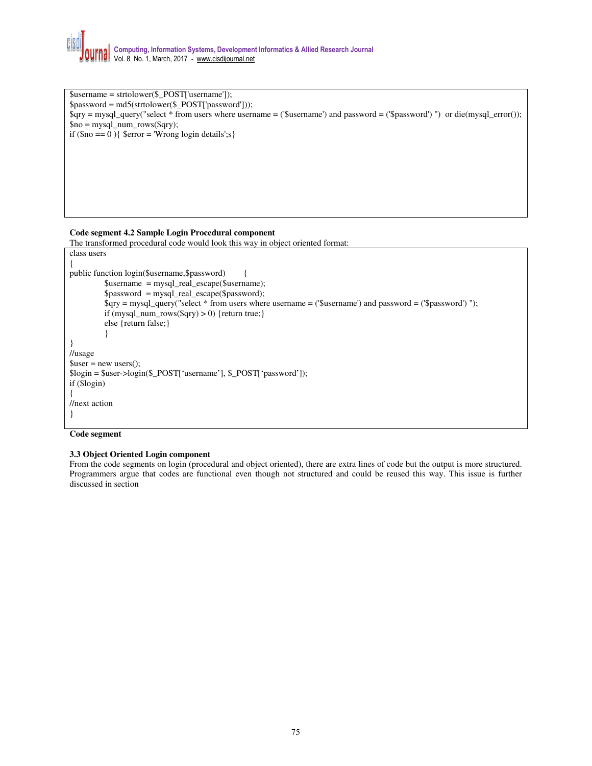```
$username = strtolower($_POST['username']);
$password = md5(strtolower($_POST['password']));
$qry = mysql_query("select * from users where username = ('$username') and password = ('$password') ")  or die(mysql_error());
$no = mysql_num_rows($qry);
if ($no == 0 ){ $error = 'Wrong login details';s}
```

**Code segment 4.2 Sample Login Procedural component**

The transformed procedural code would look this way in object oriented format:

```
class users
{
public function login($username,$password)        {
            $username  = mysql_real_escape($username);
            $password  = mysql_real_escape($password);
            $qry = mysql_query("select * from users where username = ('$username') and password = ('$password') ");
            if (mysql_num_rows($qry) > 0) {return true;}
            else {return false;}
            }
}
//usage
$user = new users();
$login = $user->login($_POST['username'], $_POST['password']);
if ($login)
{
//next action
}
```

**Code segment**

**3.3 Object Oriented Login component**

From the code segments on login (procedural and object oriented), there are extra lines of code but the output is more structured. Programmers argue that codes are functional even though not structured and could be reused this way. This issue is further discussed in section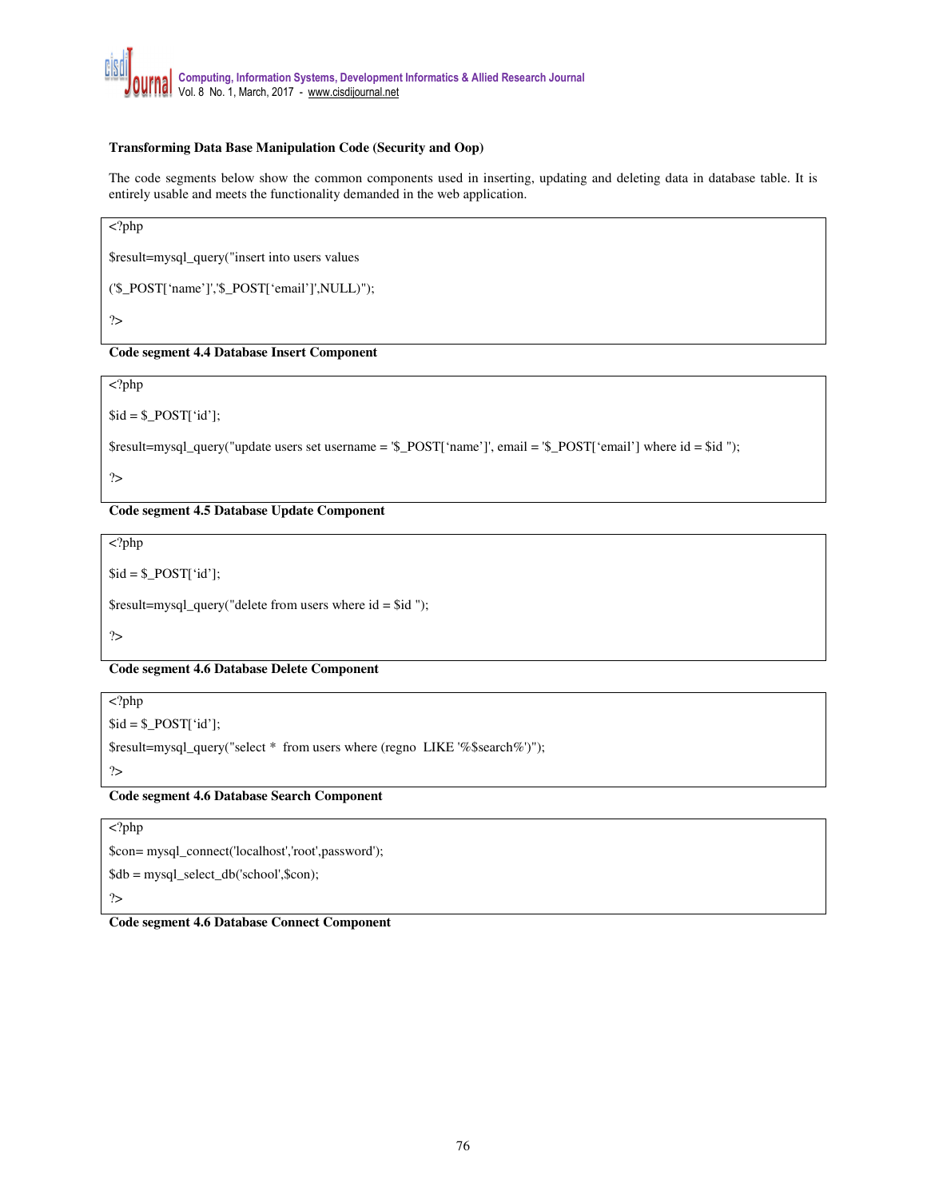**Transforming Data Base Manipulation Code (Security and Oop)**

The code segments below show the common components used in inserting, updating and deleting data in database table. It is entirely usable and meets the functionality demanded in the web application.

```
<?php

$result=mysql_query("insert into users values

('$_POST['name']','$_POST['email']',NULL)");

?>
```

**Code segment 4.4 Database Insert Component**

```
<?php

$id = $_POST['id'];

$result=mysql_query("update users set username = '$_POST['name']', email = '$_POST['email'] where id = $id ");

?>
```

**Code segment 4.5 Database Update Component**

```
<?php

$id = $_POST['id'];

$result=mysql_query("delete from users where id = $id ");

?>
```

**Code segment 4.6 Database Delete Component**

```
<?php
$id = $_POST['id'];
$result=mysql_query("select *  from users where (regno  LIKE '%$search%')");
?>
```

**Code segment 4.6 Database Search Component**

```
<?php
$con= mysql_connect('localhost','root',password');
$db = mysql_select_db('school',$con);
?>
```

**Code segment 4.6 Database Connect Component**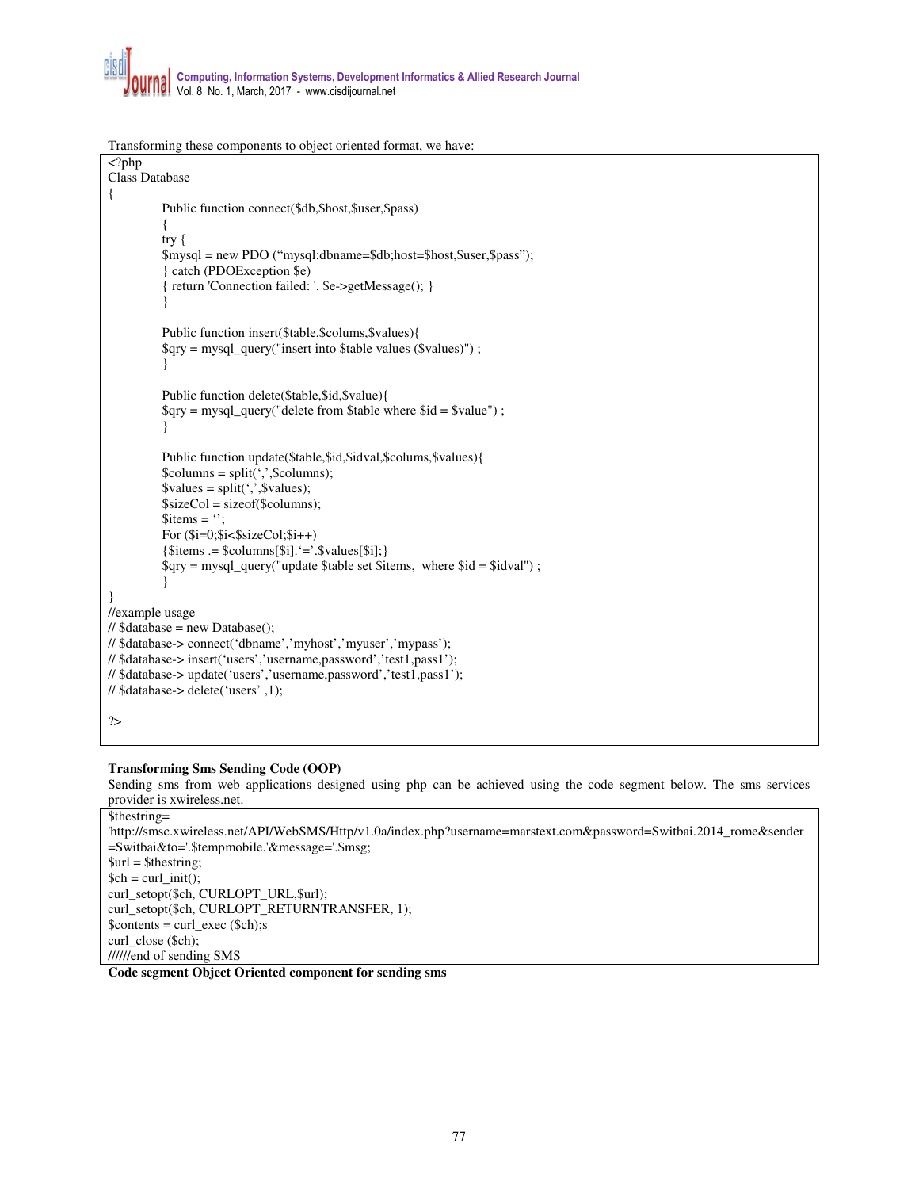Transforming these components to object oriented format, we have:

```
<?php
Class Database
{
            Public function connect($db,$host,$user,$pass)
            {
            try {
            $mysql = new PDO ("mysql:dbname=$db;host=$host,$user,$pass");
            } catch (PDOException $e)
            { return 'Connection failed: '. $e->getMessage(); }
            }

            Public function insert($table,$colums,$values){
            $qry = mysql_query("insert into $table values ($values)") ;
            }

            Public function delete($table,$id,$value){
            $qry = mysql_query("delete from $table where $id = $value") ;
            }

            Public function update($table,$id,$idval,$colums,$values){
            $columns = split(',',$columns);
            $values = split(',',$values);
            $sizeCol = sizeof($columns);
            $items = '';
            For ($i=0;$i<$sizeCol;$i++)
            {$items .= $columns[$i].'='.$values[$i];}
            $qry = mysql_query("update $table set $items,  where $id = $idval") ;
            }
}
//example usage
// $database = new Database();
// $database-> connect('dbname','myhost','myuser','mypass');
// $database-> insert('users','username,password','test1,pass1');
// $database-> update('users','username,password','test1,pass1');
// $database-> delete('users' ,1);

?>
```

**Transforming Sms Sending Code (OOP)**

Sending sms from web applications designed using php can be achieved using the code segment below. The sms services provider is xwireless.net.

```
$thestring=
'http://smsc.xwireless.net/API/WebSMS/Http/v1.0a/index.php?username=marstext.com&password=Switbai.2014_rome&sender
=Switbai&to='.$tempmobile.'&message='.$msg;
$url = $thestring;
$ch = curl_init();
curl_setopt($ch, CURLOPT_URL,$url);
curl_setopt($ch, CURLOPT_RETURNTRANSFER, 1);
$contents = curl_exec ($ch);s
curl_close ($ch);
//////end of sending SMS
```

**Code segment Object Oriented component for sending sms**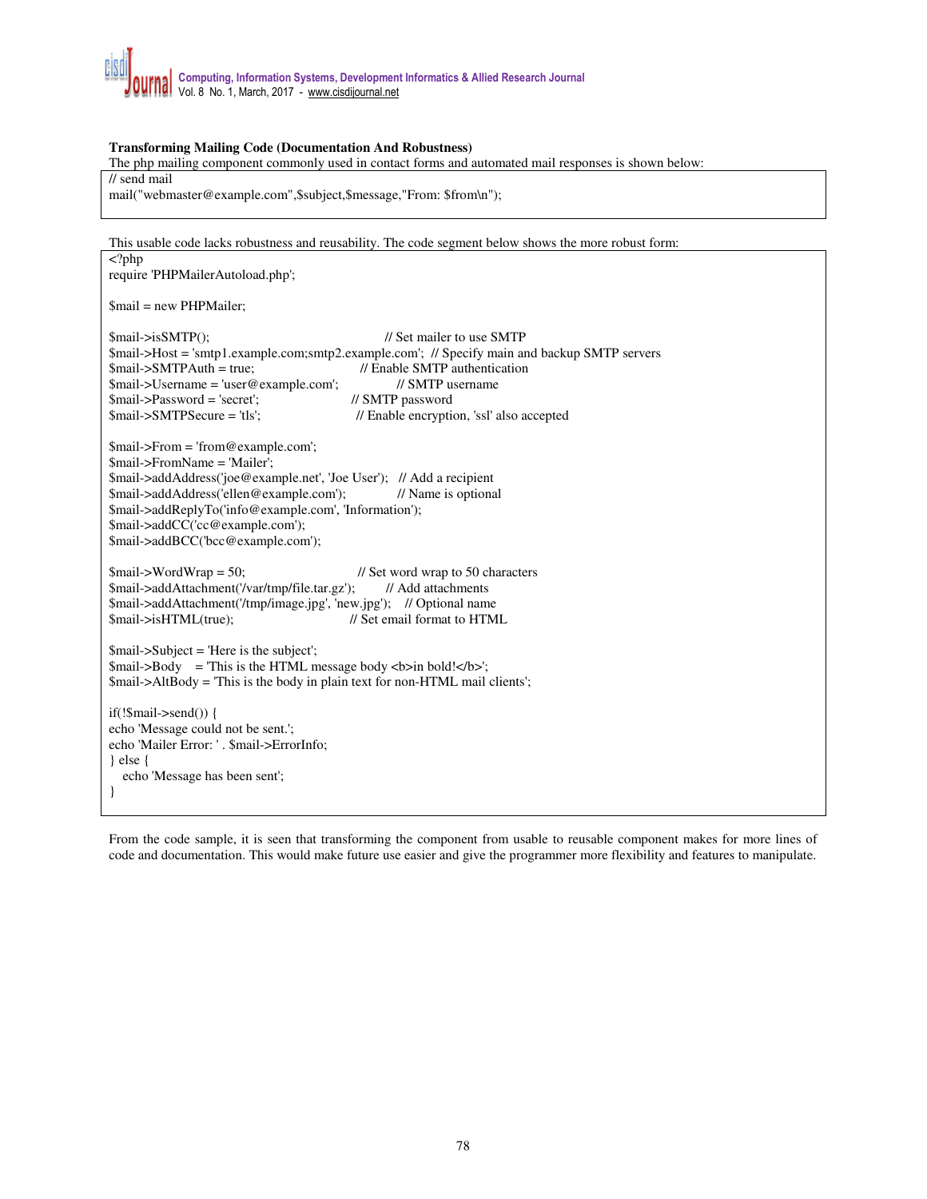**Transforming Mailing Code (Documentation And Robustness)**

The php mailing component commonly used in contact forms and automated mail responses is shown below:

```
// send mail
mail("webmaster@example.com",$subject,$message,"From: $from\n");
```

This usable code lacks robustness and reusability. The code segment below shows the more robust form:

```
<?php
require 'PHPMailerAutoload.php';

$mail = new PHPMailer;

$mail->isSMTP();                                      // Set mailer to use SMTP
$mail->Host = 'smtp1.example.com;smtp2.example.com';  // Specify main and backup SMTP servers
$mail->SMTPAuth = true;                               // Enable SMTP authentication
$mail->Username = 'user@example.com';                 // SMTP username
$mail->Password = 'secret';                           // SMTP password
$mail->SMTPSecure = 'tls';                            // Enable encryption, 'ssl' also accepted

$mail->From = 'from@example.com';
$mail->FromName = 'Mailer';
$mail->addAddress('joe@example.net', 'Joe User');   // Add a recipient
$mail->addAddress('ellen@example.com');             // Name is optional
$mail->addReplyTo('info@example.com', 'Information');
$mail->addCC('cc@example.com');
$mail->addBCC('bcc@example.com');

$mail->WordWrap = 50;                                 // Set word wrap to 50 characters
$mail->addAttachment('/var/tmp/file.tar.gz');         // Add attachments
$mail->addAttachment('/tmp/image.jpg', 'new.jpg');    // Optional name
$mail->isHTML(true);                                  // Set email format to HTML

$mail->Subject = 'Here is the subject';
$mail->Body    = 'This is the HTML message body <b>in bold!</b>';
$mail->AltBody = 'This is the body in plain text for non-HTML mail clients';

if(!$mail->send()) {
echo 'Message could not be sent.';
echo 'Mailer Error: ' . $mail->ErrorInfo;
} else {
   echo 'Message has been sent';
}
```

From the code sample, it is seen that transforming the component from usable to reusable component makes for more lines of code and documentation. This would make future use easier and give the programmer more flexibility and features to manipulate.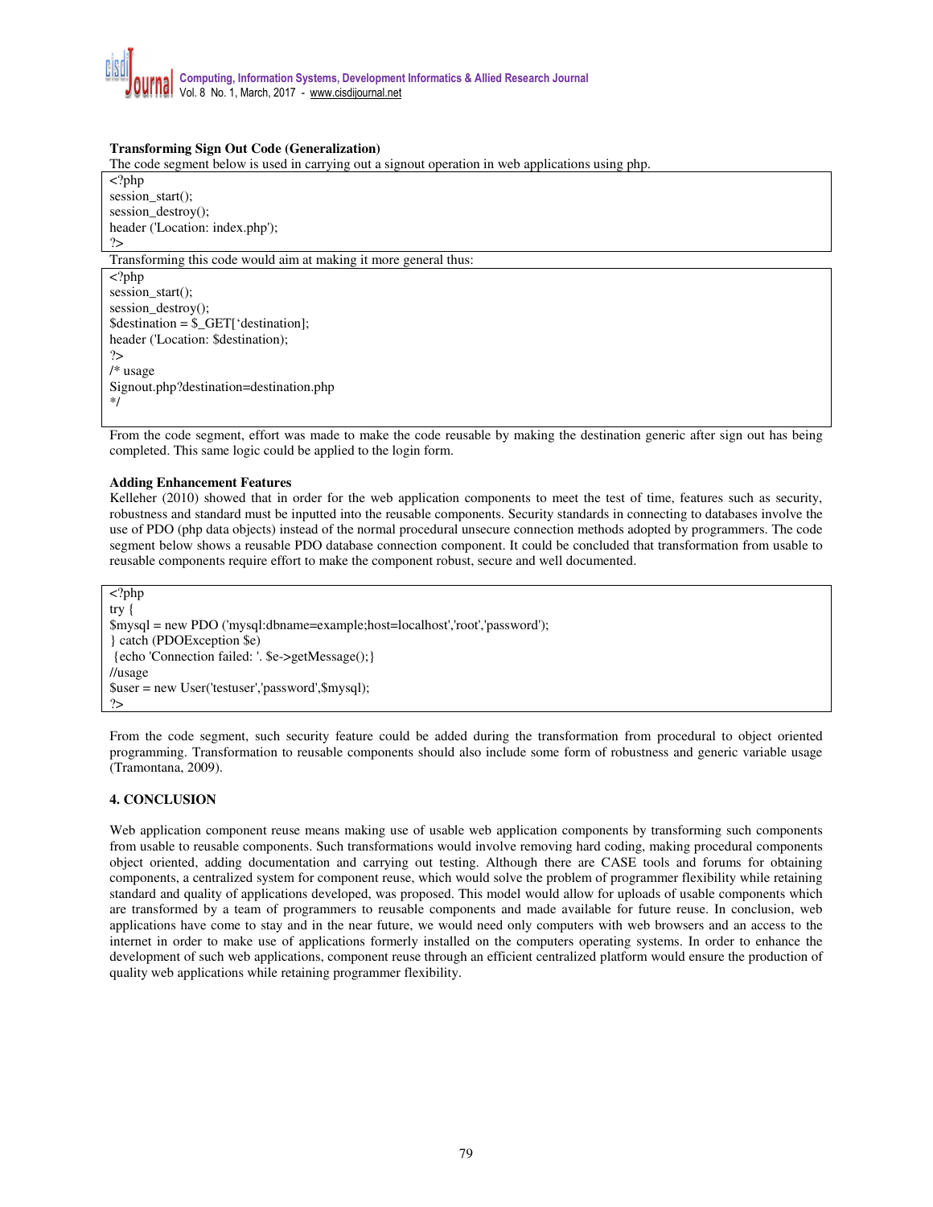**Transforming Sign Out Code (Generalization)**

The code segment below is used in carrying out a signout operation in web applications using php.

```
<?php
session_start();
session_destroy();
header ('Location: index.php');
?>
```

Transforming this code would aim at making it more general thus:

```
<?php
session_start();
session_destroy();
$destination = $_GET['destination];
header ('Location: $destination);
?>
/* usage
Signout.php?destination=destination.php
*/
```

From the code segment, effort was made to make the code reusable by making the destination generic after sign out has being completed. This same logic could be applied to the login form.

**Adding Enhancement Features**

Kelleher (2010) showed that in order for the web application components to meet the test of time, features such as security, robustness and standard must be inputted into the reusable components. Security standards in connecting to databases involve the use of PDO (php data objects) instead of the normal procedural unsecure connection methods adopted by programmers. The code segment below shows a reusable PDO database connection component. It could be concluded that transformation from usable to reusable components require effort to make the component robust, secure and well documented.

```
<?php
try {
$mysql = new PDO ('mysql:dbname=example;host=localhost','root','password');
} catch (PDOException $e)
 {echo 'Connection failed: '. $e->getMessage();}
//usage
$user = new User('testuser','password',$mysql);
?>
```

From the code segment, such security feature could be added during the transformation from procedural to object oriented programming. Transformation to reusable components should also include some form of robustness and generic variable usage (Tramontana, 2009).

## 4. CONCLUSION

Web application component reuse means making use of usable web application components by transforming such components from usable to reusable components. Such transformations would involve removing hard coding, making procedural components object oriented, adding documentation and carrying out testing. Although there are CASE tools and forums for obtaining components, a centralized system for component reuse, which would solve the problem of programmer flexibility while retaining standard and quality of applications developed, was proposed. This model would allow for uploads of usable components which are transformed by a team of programmers to reusable components and made available for future reuse. In conclusion, web applications have come to stay and in the near future, we would need only computers with web browsers and an access to the internet in order to make use of applications formerly installed on the computers operating systems. In order to enhance the development of such web applications, component reuse through an efficient centralized platform would ensure the production of quality web applications while retaining programmer flexibility.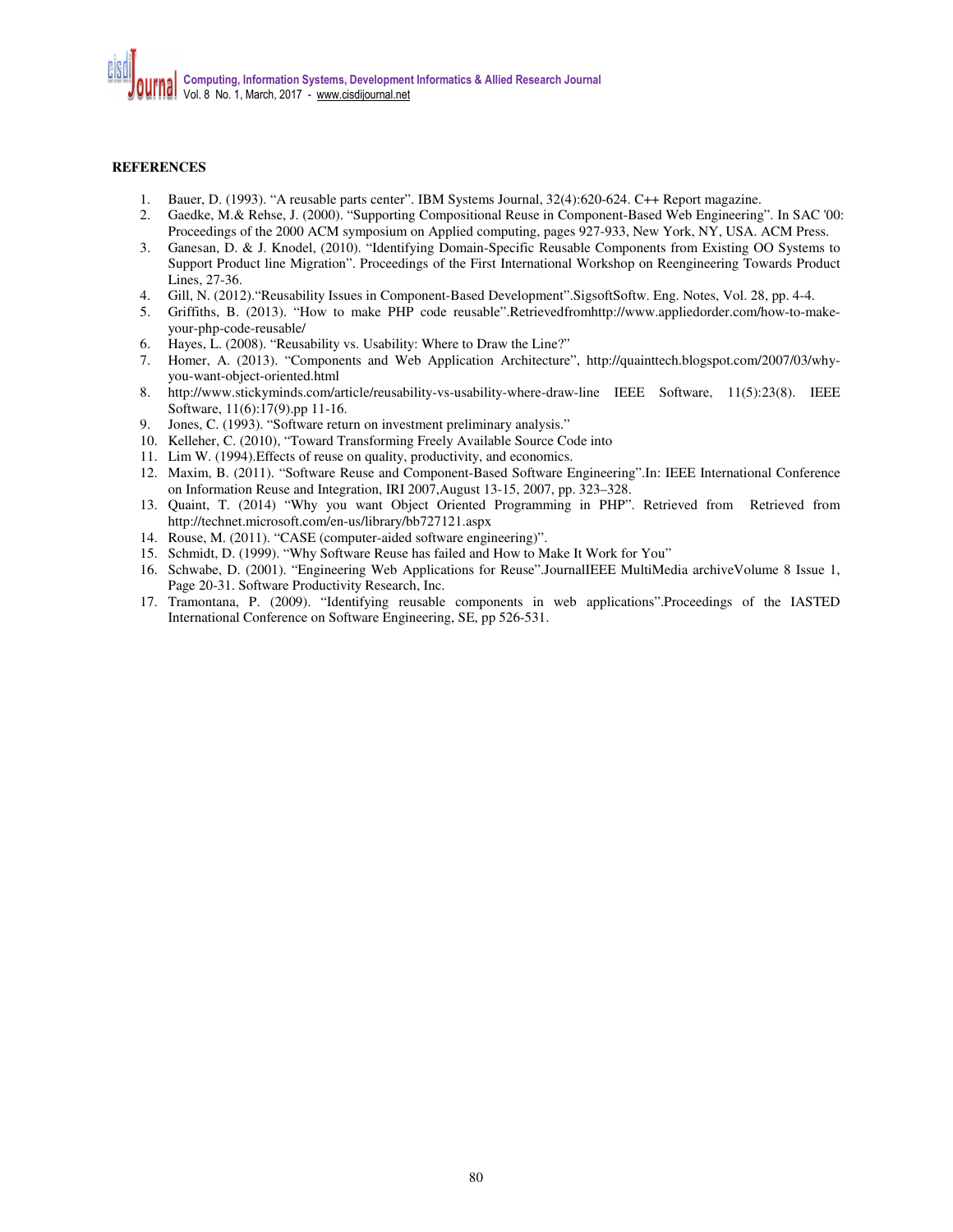**REFERENCES**

1. Bauer, D. (1993). “A reusable parts center”. IBM Systems Journal, 32(4):620-624. C++ Report magazine.
2. Gaedke, M.& Rehse, J. (2000). “Supporting Compositional Reuse in Component-Based Web Engineering”. In SAC '00: Proceedings of the 2000 ACM symposium on Applied computing, pages 927-933, New York, NY, USA. ACM Press.
3. Ganesan, D. & J. Knodel, (2010). “Identifying Domain-Specific Reusable Components from Existing OO Systems to Support Product line Migration”. Proceedings of the First International Workshop on Reengineering Towards Product Lines, 27-36.
4. Gill, N. (2012).“Reusability Issues in Component-Based Development”.SigsoftSoftw. Eng. Notes, Vol. 28, pp. 4-4.
5. Griffiths, B. (2013). “How to make PHP code reusable”.Retrievedfromhttp://www.appliedorder.com/how-to-make-your-php-code-reusable/
6. Hayes, L. (2008). “Reusability vs. Usability: Where to Draw the Line?”
7. Homer, A. (2013). “Components and Web Application Architecture”, http://quainttech.blogspot.com/2007/03/why-you-want-object-oriented.html
8. http://www.stickyminds.com/article/reusability-vs-usability-where-draw-line IEEE Software, 11(5):23(8). IEEE Software, 11(6):17(9).pp 11-16.
9. Jones, C. (1993). “Software return on investment preliminary analysis.”
10. Kelleher, C. (2010), “Toward Transforming Freely Available Source Code into
11. Lim W. (1994).Effects of reuse on quality, productivity, and economics.
12. Maxim, B. (2011). “Software Reuse and Component-Based Software Engineering”.In: IEEE International Conference on Information Reuse and Integration, IRI 2007,August 13-15, 2007, pp. 323–328.
13. Quaint, T. (2014) “Why you want Object Oriented Programming in PHP”. Retrieved from Retrieved from http://technet.microsoft.com/en-us/library/bb727121.aspx
14. Rouse, M. (2011). “CASE (computer-aided software engineering)”.
15. Schmidt, D. (1999). “Why Software Reuse has failed and How to Make It Work for You”
16. Schwabe, D. (2001). “Engineering Web Applications for Reuse”.JournalIEEE MultiMedia archiveVolume 8 Issue 1, Page 20-31. Software Productivity Research, Inc.
17. Tramontana, P. (2009). “Identifying reusable components in web applications”.Proceedings of the IASTED International Conference on Software Engineering, SE, pp 526-531.